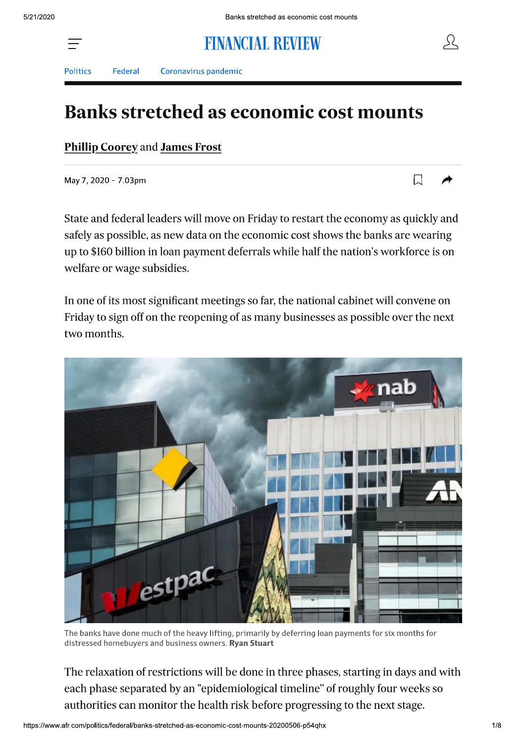Politics Federal Coronavirus pandemic

# Banks stretched as economic cost mounts

**Phillip Coorey** and **James Frost**

May 7, 2020 – 7.03pm

State and federal leaders will move on Friday to restart the economy as quickly and safely as possible, as new data on the economic cost shows the banks are wearing up to $160 billion in loan payment deferrals while half the nation's workforce is on welfare or wage subsidies.

In one of its most significant meetings so far, the national cabinet will convene on Friday to sign off on the reopening of as many businesses as possible over the next two months.

The banks have done much of the heavy lifting, primarily by deferring loan payments for six months for distressed homebuyers and business owners. **Ryan Stuart**

The relaxation of restrictions will be done in three phases, starting in days and with each phase separated by an "epidemiological timeline" of roughly four weeks so authorities can monitor the health risk before progressing to the next stage.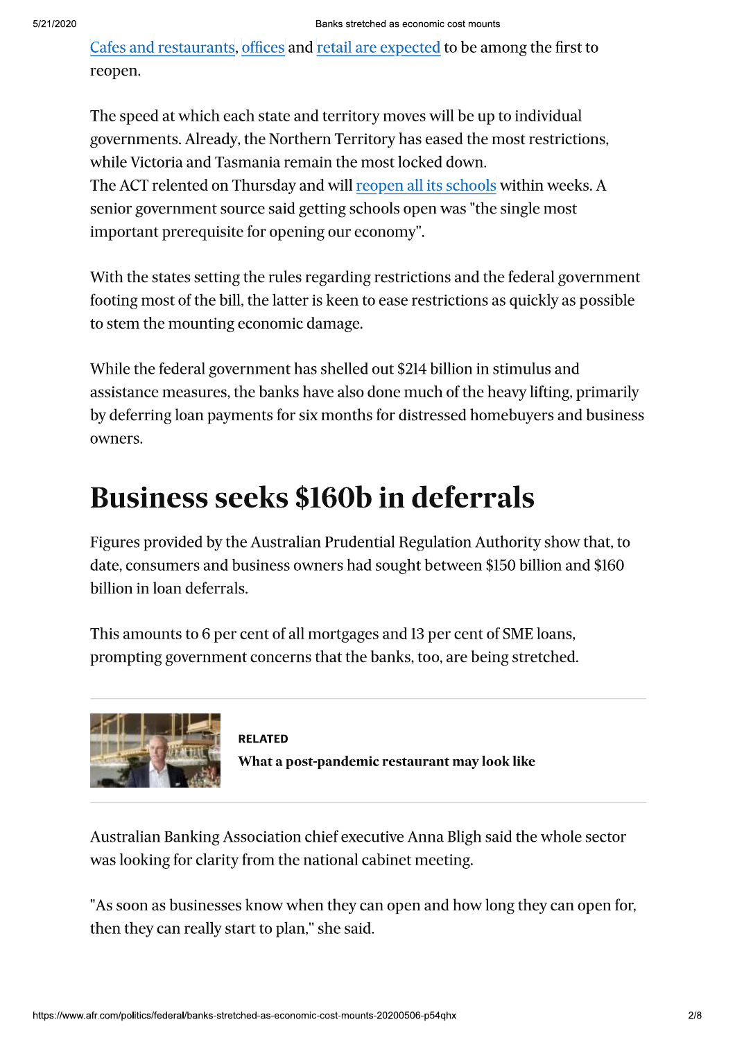Cafes and restaurants, offices and retail are expected to be among the first to reopen.

The speed at which each state and territory moves will be up to individual governments. Already, the Northern Territory has eased the most restrictions, while Victoria and Tasmania remain the most locked down.
The ACT relented on Thursday and will reopen all its schools within weeks. A senior government source said getting schools open was "the single most important prerequisite for opening our economy".

With the states setting the rules regarding restrictions and the federal government footing most of the bill, the latter is keen to ease restrictions as quickly as possible to stem the mounting economic damage.

While the federal government has shelled out $214 billion in stimulus and assistance measures, the banks have also done much of the heavy lifting, primarily by deferring loan payments for six months for distressed homebuyers and business owners.

# Business seeks $160b in deferrals

Figures provided by the Australian Prudential Regulation Authority show that, to date, consumers and business owners had sought between $150 billion and $160 billion in loan deferrals.

This amounts to 6 per cent of all mortgages and 13 per cent of SME loans, prompting government concerns that the banks, too, are being stretched.

RELATED

**What a post-pandemic restaurant may look like**

Australian Banking Association chief executive Anna Bligh said the whole sector was looking for clarity from the national cabinet meeting.

"As soon as businesses know when they can open and how long they can open for, then they can really start to plan," she said.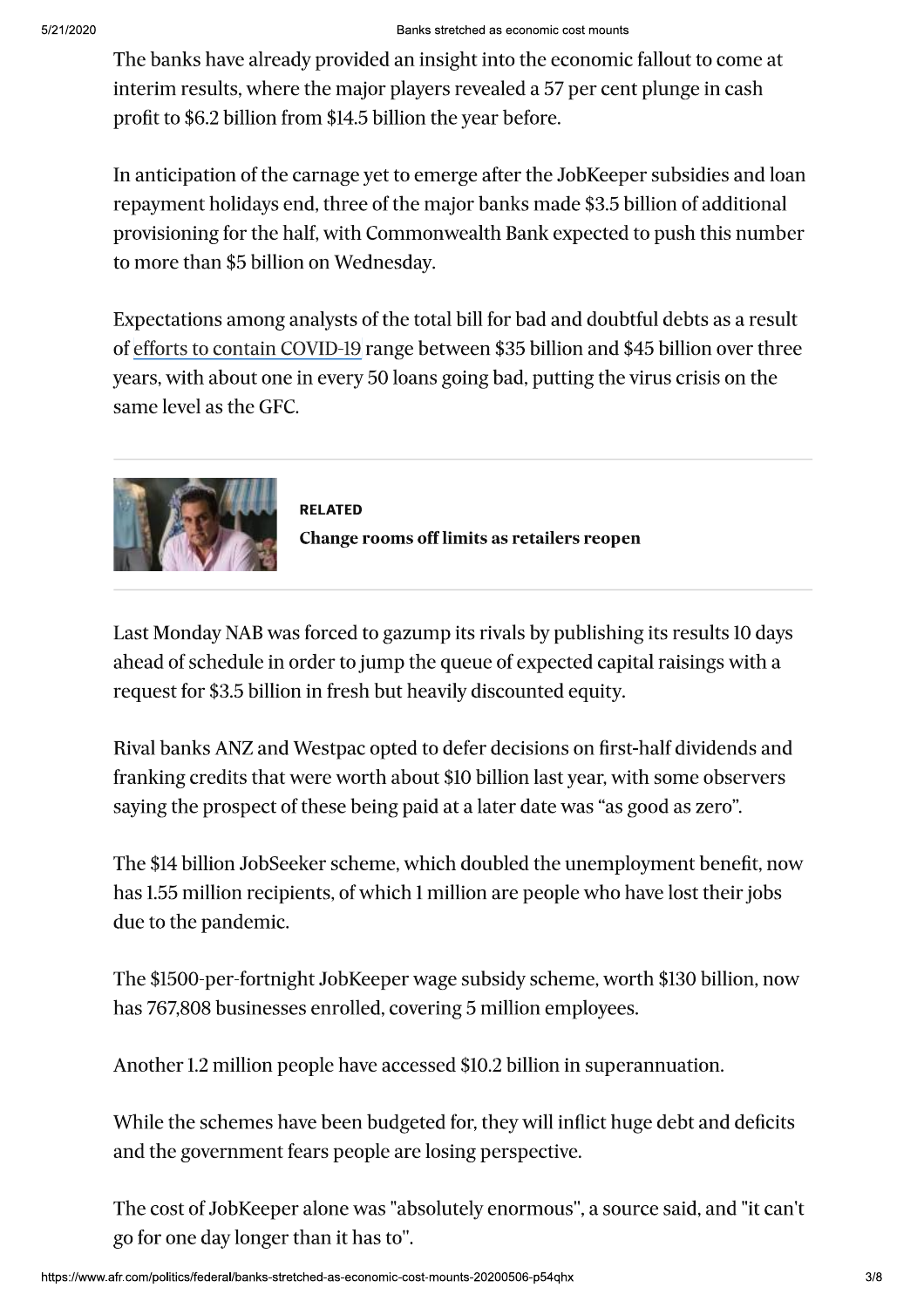The banks have already provided an insight into the economic fallout to come at interim results, where the major players revealed a 57 per cent plunge in cash profit to $6.2 billion from $14.5 billion the year before.

In anticipation of the carnage yet to emerge after the JobKeeper subsidies and loan repayment holidays end, three of the major banks made $3.5 billion of additional provisioning for the half, with Commonwealth Bank expected to push this number to more than $5 billion on Wednesday.

Expectations among analysts of the total bill for bad and doubtful debts as a result of efforts to contain COVID-19 range between $35 billion and $45 billion over three years, with about one in every 50 loans going bad, putting the virus crisis on the same level as the GFC.

**RELATED**

**Change rooms off limits as retailers reopen**

Last Monday NAB was forced to gazump its rivals by publishing its results 10 days ahead of schedule in order to jump the queue of expected capital raisings with a request for $3.5 billion in fresh but heavily discounted equity.

Rival banks ANZ and Westpac opted to defer decisions on first-half dividends and franking credits that were worth about $10 billion last year, with some observers saying the prospect of these being paid at a later date was "as good as zero".

The $14 billion JobSeeker scheme, which doubled the unemployment benefit, now has 1.55 million recipients, of which 1 million are people who have lost their jobs due to the pandemic.

The $1500-per-fortnight JobKeeper wage subsidy scheme, worth $130 billion, now has 767,808 businesses enrolled, covering 5 million employees.

Another 1.2 million people have accessed $10.2 billion in superannuation.

While the schemes have been budgeted for, they will inflict huge debt and deficits and the government fears people are losing perspective.

The cost of JobKeeper alone was "absolutely enormous", a source said, and "it can't go for one day longer than it has to".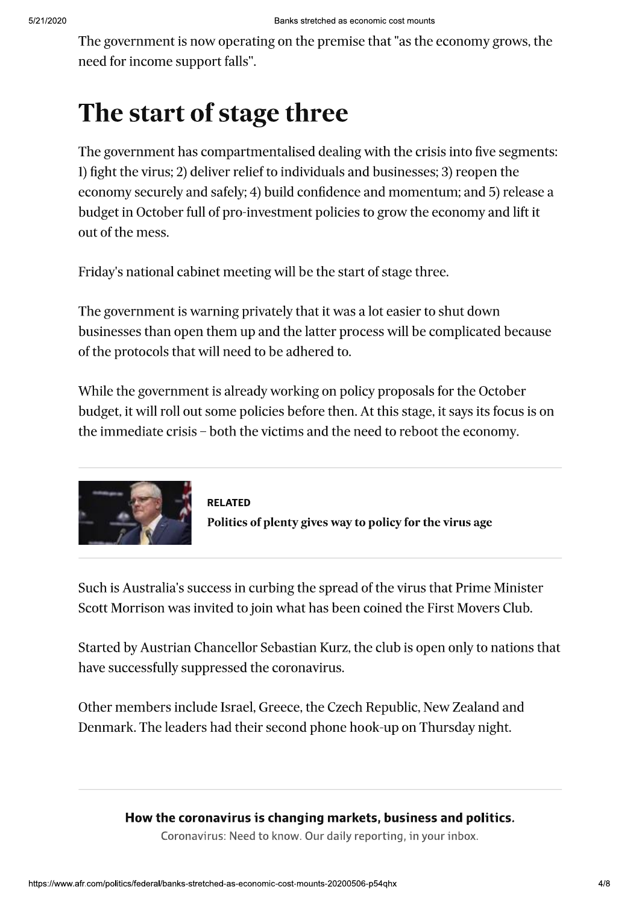The government is now operating on the premise that "as the economy grows, the need for income support falls".

## The start of stage three

The government has compartmentalised dealing with the crisis into five segments: 1) fight the virus; 2) deliver relief to individuals and businesses; 3) reopen the economy securely and safely; 4) build confidence and momentum; and 5) release a budget in October full of pro-investment policies to grow the economy and lift it out of the mess.

Friday's national cabinet meeting will be the start of stage three.

The government is warning privately that it was a lot easier to shut down businesses than open them up and the latter process will be complicated because of the protocols that will need to be adhered to.

While the government is already working on policy proposals for the October budget, it will roll out some policies before then. At this stage, it says its focus is on the immediate crisis – both the victims and the need to reboot the economy.

**RELATED**

**Politics of plenty gives way to policy for the virus age**

Such is Australia's success in curbing the spread of the virus that Prime Minister Scott Morrison was invited to join what has been coined the First Movers Club.

Started by Austrian Chancellor Sebastian Kurz, the club is open only to nations that have successfully suppressed the coronavirus.

Other members include Israel, Greece, the Czech Republic, New Zealand and Denmark. The leaders had their second phone hook-up on Thursday night.

**How the coronavirus is changing markets, business and politics.**

Coronavirus: Need to know. Our daily reporting, in your inbox.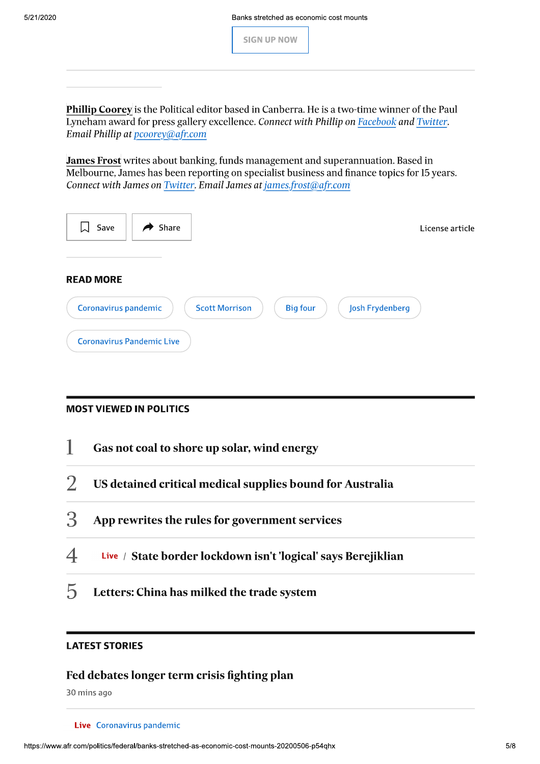SIGN UP NOW

**Phillip Coorey** is the Political editor based in Canberra. He is a two-time winner of the Paul Lyneham award for press gallery excellence. *Connect with Phillip on Facebook and Twitter. Email Phillip at pcoorey@afr.com*

**James Frost** writes about banking, funds management and superannuation. Based in Melbourne, James has been reporting on specialist business and finance topics for 15 years. *Connect with James on Twitter. Email James at james.frost@afr.com*

Save

Share

License article

## READ MORE

- Coronavirus pandemic
- Scott Morrison
- Big four
- Josh Frydenberg
- Coronavirus Pandemic Live

## MOST VIEWED IN POLITICS

1. **Gas not coal to shore up solar, wind energy**
2. **US detained critical medical supplies bound for Australia**
3. **App rewrites the rules for government services**
4. Live / **State border lockdown isn't 'logical' says Berejiklian**
5. **Letters: China has milked the trade system**

## LATEST STORIES

**Fed debates longer term crisis fighting plan**

30 mins ago

Live Coronavirus pandemic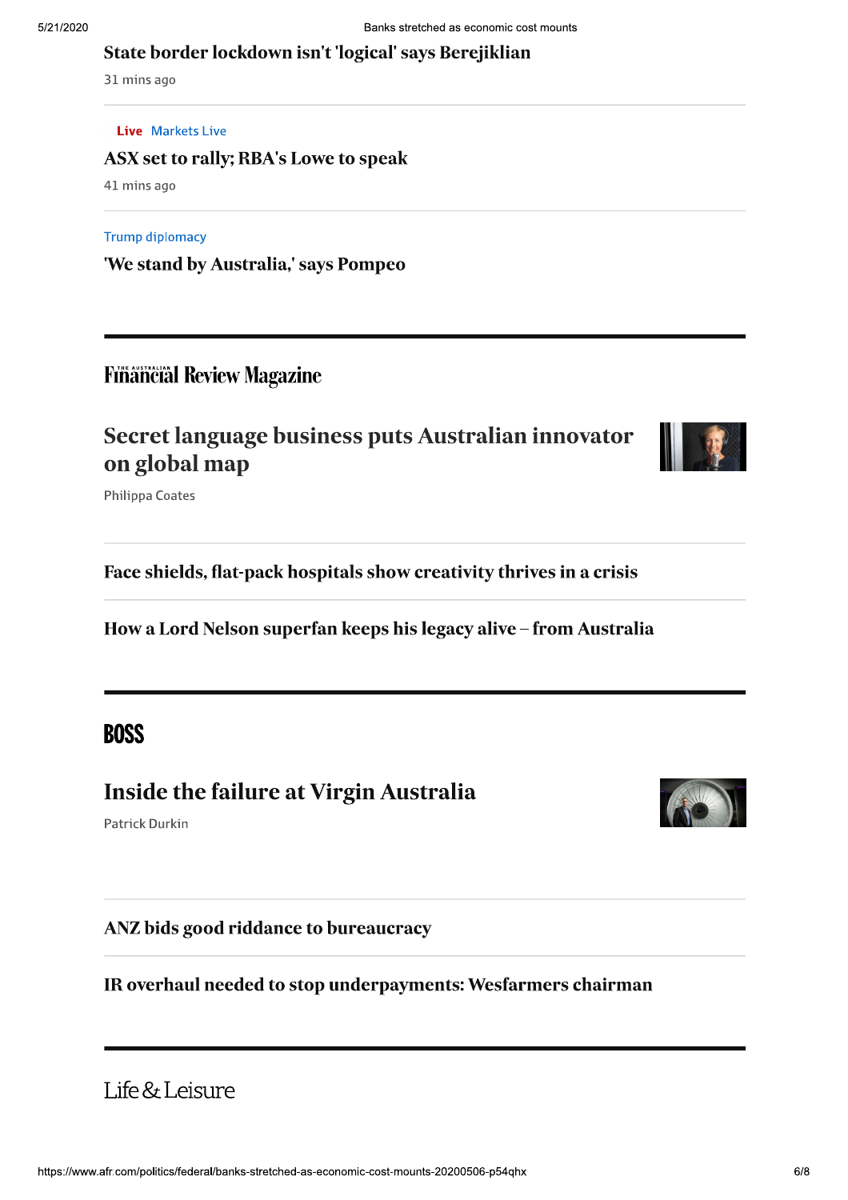### State border lockdown isn't 'logical' says Berejiklian

31 mins ago

---

**Live** Markets Live

### ASX set to rally; RBA's Lowe to speak

41 mins ago

---

Trump diplomacy

### 'We stand by Australia,' says Pompeo

---

## The Australian Financial Review Magazine

### Secret language business puts Australian innovator on global map

Philippa Coates

---

### Face shields, flat-pack hospitals show creativity thrives in a crisis

---

### How a Lord Nelson superfan keeps his legacy alive – from Australia

---

## BOSS

### Inside the failure at Virgin Australia

Patrick Durkin

---

### ANZ bids good riddance to bureaucracy

---

### IR overhaul needed to stop underpayments: Wesfarmers chairman

---

## Life & Leisure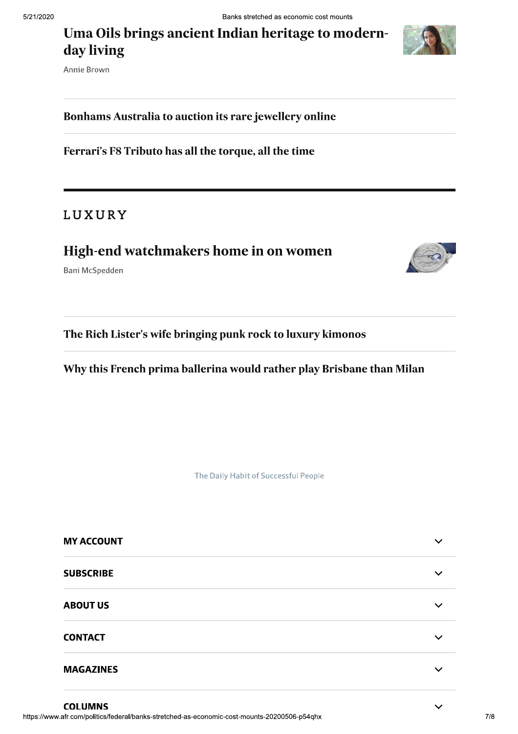## Uma Oils brings ancient Indian heritage to modern-day living

Annie Brown

---

## Bonhams Australia to auction its rare jewellery online

---

## Ferrari's F8 Tributo has all the torque, all the time

---

# LUXURY

## High-end watchmakers home in on women

Bani McSpedden

---

## The Rich Lister's wife bringing punk rock to luxury kimonos

---

## Why this French prima ballerina would rather play Brisbane than Milan

The Daily Habit of Successful People

**MY ACCOUNT**

**SUBSCRIBE**

**ABOUT US**

**CONTACT**

**MAGAZINES**

**COLUMNS**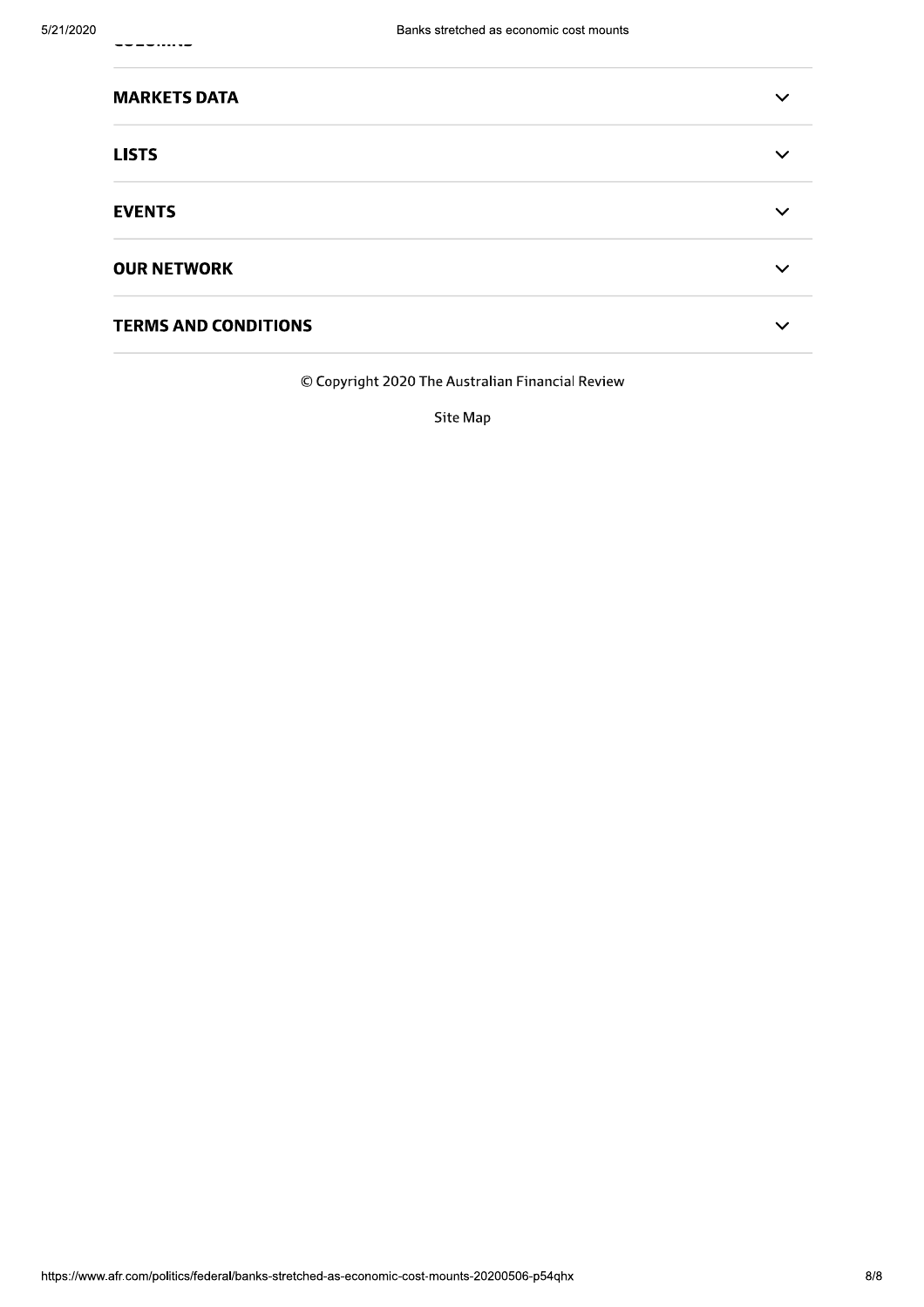**MARKETS DATA**

**LISTS**

**EVENTS**

**OUR NETWORK**

**TERMS AND CONDITIONS**

© Copyright 2020 The Australian Financial Review

Site Map